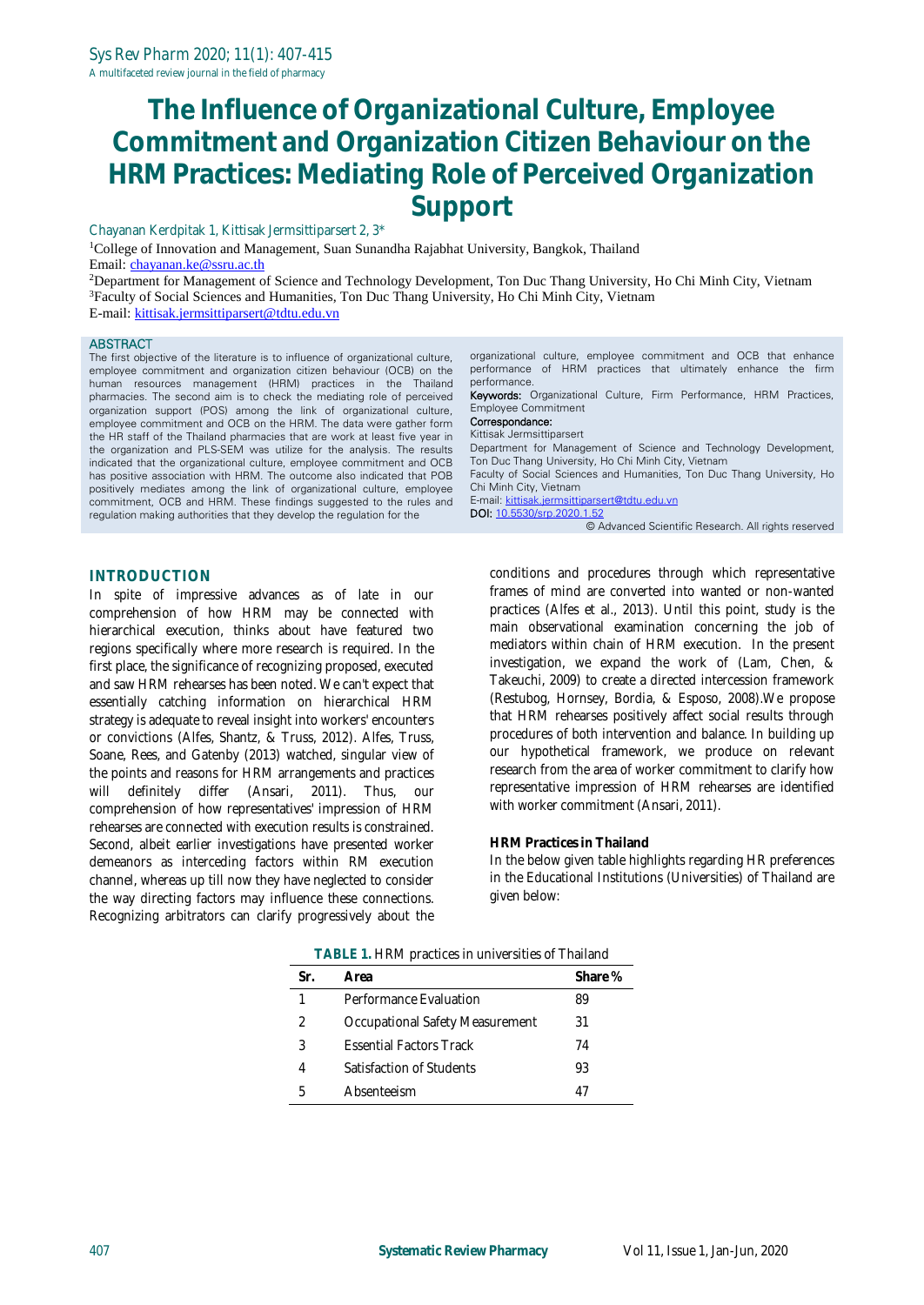# The Influence of Organizational Culture, Employee Commitment and Organization Citizen Behaviour on the HRM Practices: Mediating Role of Perceived Organization Support

Chayanan Kerdpitak 1, Kittisak Jermsittiparsert 2, 3*

[1]College of Innovation and Management, Suan Sunandha Rajabhat University, Bangkok, Thailand
Email: chayanan.ke@ssru.ac.th

[2]Department for Management of Science and Technology Development, Ton Duc Thang University, Ho Chi Minh City, Vietnam
[3]Faculty of Social Sciences and Humanities, Ton Duc Thang University, Ho Chi Minh City, Vietnam
E-mail: kittisak.jermsittiparsert@tdtu.edu.vn

## ABSTRACT

The first objective of the literature is to influence of organizational culture, employee commitment and organization citizen behaviour (OCB) on the human resources management (HRM) practices in the Thailand pharmacies. The second aim is to check the mediating role of perceived organization support (POS) among the link of organizational culture, employee commitment and OCB on the HRM. The data were gather form the HR staff of the Thailand pharmacies that are work at least five year in the organization and PLS-SEM was utilize for the analysis. The results indicated that the organizational culture, employee commitment and OCB has positive association with HRM. The outcome also indicated that POB positively mediates among the link of organizational culture, employee commitment, OCB and HRM. These findings suggested to the rules and regulation making authorities that they develop the regulation for the organizational culture, employee commitment and OCB that enhance performance of HRM practices that ultimately enhance the firm performance.

**Keywords:** Organizational Culture, Firm Performance, HRM Practices, Employee Commitment

**Correspondance:**
Kittisak Jermsittiparsert
Department for Management of Science and Technology Development, Ton Duc Thang University, Ho Chi Minh City, Vietnam
Faculty of Social Sciences and Humanities, Ton Duc Thang University, Ho Chi Minh City, Vietnam
E-mail: kittisak.jermsittiparsert@tdtu.edu.vn

**DOI:** 10.5530/srp.2020.1.52

© Advanced Scientific Research. All rights reserved

## INTRODUCTION

In spite of impressive advances as of late in our comprehension of how HRM may be connected with hierarchical execution, thinks about have featured two regions specifically where more research is required. In the first place, the significance of recognizing proposed, executed and saw HRM rehearses has been noted. We can't expect that essentially catching information on hierarchical HRM strategy is adequate to reveal insight into workers' encounters or convictions (Alfes, Shantz, & Truss, 2012). Alfes, Truss, Soane, Rees, and Gatenby (2013) watched, singular view of the points and reasons for HRM arrangements and practices will definitely differ (Ansari, 2011). Thus, our comprehension of how representatives' impression of HRM rehearses are connected with execution results is constrained. Second, albeit earlier investigations have presented worker demeanors as interceding factors within RM execution channel, whereas up till now they have neglected to consider the way directing factors may influence these connections. Recognizing arbitrators can clarify progressively about the conditions and procedures through which representative frames of mind are converted into wanted or non-wanted practices (Alfes et al., 2013). Until this point, study is the main observational examination concerning the job of mediators within chain of HRM execution. In the present investigation, we expand the work of (Lam, Chen, & Takeuchi, 2009) to create a directed intercession framework (Restubog, Hornsey, Bordia, & Esposo, 2008).We propose that HRM rehearses positively affect social results through procedures of both intervention and balance. In building up our hypothetical framework, we produce on relevant research from the area of worker commitment to clarify how representative impression of HRM rehearses are identified with worker commitment (Ansari, 2011).

### HRM Practices in Thailand

In the below given table highlights regarding HR preferences in the Educational Institutions (Universities) of Thailand are given below:

**TABLE 1.** HRM practices in universities of Thailand

| Sr. | Area | Share % |
|---|---|---|
| 1 | Performance Evaluation | 89 |
| 2 | Occupational Safety Measurement | 31 |
| 3 | Essential Factors Track | 74 |
| 4 | Satisfaction of Students | 93 |
| 5 | Absenteeism | 47 |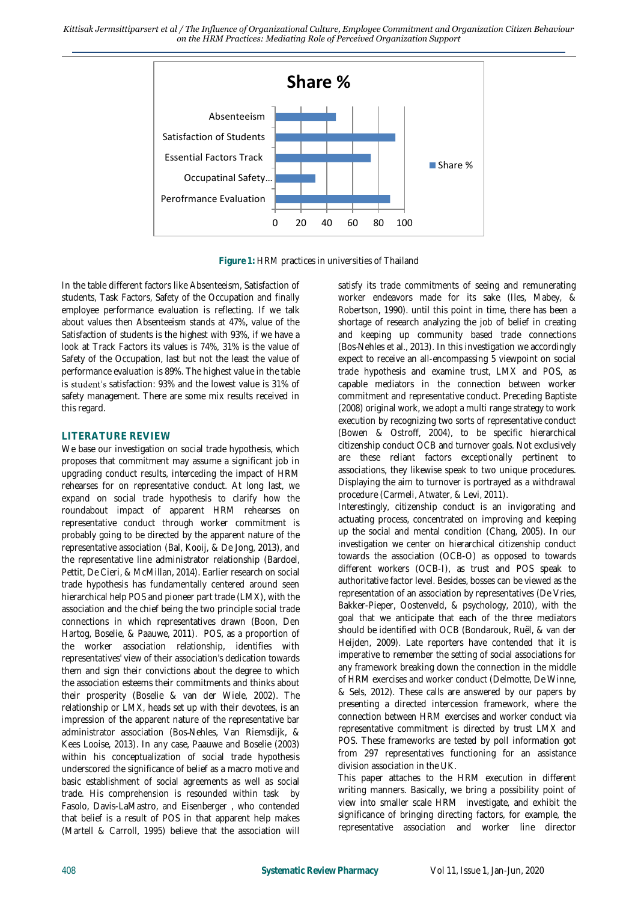**Figure 1:** HRM practices in universities of Thailand

In the table different factors like Absenteeism, Satisfaction of students, Task Factors, Safety of the Occupation and finally employee performance evaluation is reflecting. If we talk about values then Absenteeism stands at 47%, value of the Satisfaction of students is the highest with 93%, if we have a look at Track Factors its values is 74%, 31% is the value of Safety of the Occupation, last but not the least the value of performance evaluation is 89%. The highest value in the table is student's satisfaction: 93% and the lowest value is 31% of safety management. There are some mix results received in this regard.

## LITERATURE REVIEW

We base our investigation on social trade hypothesis, which proposes that commitment may assume a significant job in upgrading conduct results, interceding the impact of HRM rehearses for on representative conduct. At long last, we expand on social trade hypothesis to clarify how the roundabout impact of apparent HRM rehearses on representative conduct through worker commitment is probably going to be directed by the apparent nature of the representative association (Bal, Kooij, & De Jong, 2013), and the representative line administrator relationship (Bardoel, Pettit, De Cieri, & McMillan, 2014). Earlier research on social trade hypothesis has fundamentally centered around seen hierarchical help POS and pioneer part trade (LMX), with the association and the chief being the two principle social trade connections in which representatives drawn (Boon, Den Hartog, Boselie, & Paauwe, 2011). POS, as a proportion of the worker association relationship, identifies with representatives' view of their association's dedication towards them and sign their convictions about the degree to which the association esteems their commitments and thinks about their prosperity (Boselie & van der Wiele, 2002). The relationship or LMX, heads set up with their devotees, is an impression of the apparent nature of the representative bar administrator association (Bos-Nehles, Van Riemsdijk, & Kees Looise, 2013). In any case, Paauwe and Boselie (2003) within his conceptualization of social trade hypothesis underscored the significance of belief as a macro motive and basic establishment of social agreements as well as social trade. His comprehension is resounded within task by Fasolo, Davis-LaMastro, and Eisenberger , who contended that belief is a result of POS in that apparent help makes (Martell & Carroll, 1995) believe that the association will satisfy its trade commitments of seeing and remunerating worker endeavors made for its sake (Iles, Mabey, & Robertson, 1990). until this point in time, there has been a shortage of research analyzing the job of belief in creating and keeping up community based trade connections (Bos-Nehles et al., 2013). In this investigation we accordingly expect to receive an all-encompassing 5 viewpoint on social trade hypothesis and examine trust, LMX and POS, as capable mediators in the connection between worker commitment and representative conduct. Preceding Baptiste (2008) original work, we adopt a multi range strategy to work execution by recognizing two sorts of representative conduct (Bowen & Ostroff, 2004), to be specific hierarchical citizenship conduct OCB and turnover goals. Not exclusively are these reliant factors exceptionally pertinent to associations, they likewise speak to two unique procedures. Displaying the aim to turnover is portrayed as a withdrawal procedure (Carmeli, Atwater, & Levi, 2011).

Interestingly, citizenship conduct is an invigorating and actuating process, concentrated on improving and keeping up the social and mental condition (Chang, 2005). In our investigation we center on hierarchical citizenship conduct towards the association (OCB-O) as opposed to towards different workers (OCB-I), as trust and POS speak to authoritative factor level. Besides, bosses can be viewed as the representation of an association by representatives (De Vries, Bakker-Pieper, Oostenveld, & psychology, 2010), with the goal that we anticipate that each of the three mediators should be identified with OCB (Bondarouk, Ruël, & van der Heijden, 2009). Late reporters have contended that it is imperative to remember the setting of social associations for any framework breaking down the connection in the middle of HRM exercises and worker conduct (Delmotte, De Winne, & Sels, 2012). These calls are answered by our papers by presenting a directed intercession framework, where the connection between HRM exercises and worker conduct via representative commitment is directed by trust LMX and POS. These frameworks are tested by poll information got from 297 representatives functioning for an assistance division association in the UK.

This paper attaches to the HRM execution in different writing manners. Basically, we bring a possibility point of view into smaller scale HRM investigate, and exhibit the significance of bringing directing factors, for example, the representative association and worker line director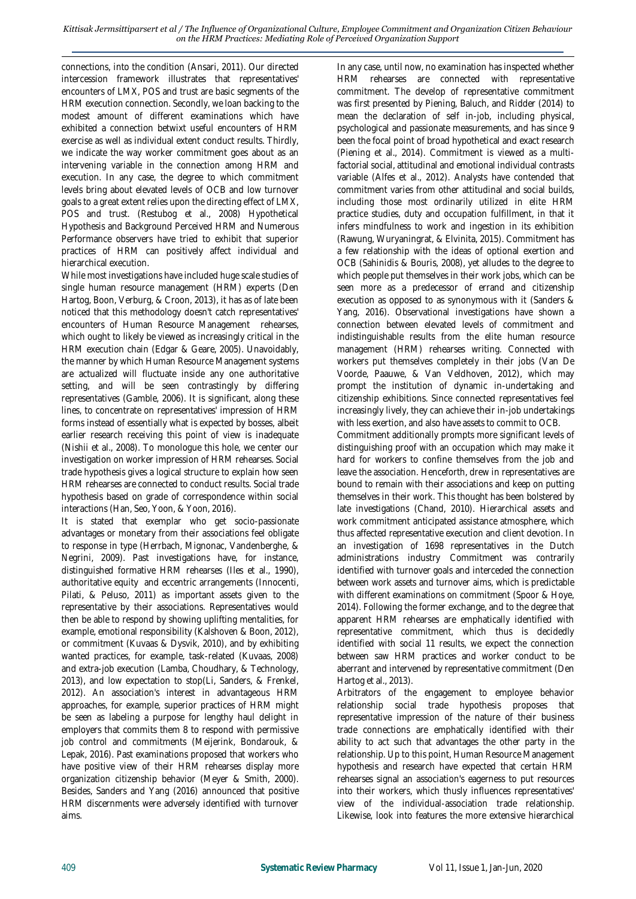connections, into the condition (Ansari, 2011). Our directed intercession framework illustrates that representatives' encounters of LMX, POS and trust are basic segments of the HRM execution connection. Secondly, we loan backing to the modest amount of different examinations which have exhibited a connection betwixt useful encounters of HRM exercise as well as individual extent conduct results. Thirdly, we indicate the way worker commitment goes about as an intervening variable in the connection among HRM and execution. In any case, the degree to which commitment levels bring about elevated levels of OCB and low turnover goals to a great extent relies upon the directing effect of LMX, POS and trust. (Restubog et al., 2008) Hypothetical Hypothesis and Background Perceived HRM and Numerous Performance observers have tried to exhibit that superior practices of HRM can positively affect individual and hierarchical execution.

While most investigations have included huge scale studies of single human resource management (HRM) experts (Den Hartog, Boon, Verburg, & Croon, 2013), it has as of late been noticed that this methodology doesn't catch representatives' encounters of Human Resource Management rehearses, which ought to likely be viewed as increasingly critical in the HRM execution chain (Edgar & Geare, 2005). Unavoidably, the manner by which Human Resource Management systems are actualized will fluctuate inside any one authoritative setting, and will be seen contrastingly by differing representatives (Gamble, 2006). It is significant, along these lines, to concentrate on representatives' impression of HRM forms instead of essentially what is expected by bosses, albeit earlier research receiving this point of view is inadequate (Nishii et al., 2008). To monologue this hole, we center our investigation on worker impression of HRM rehearses. Social trade hypothesis gives a logical structure to explain how seen HRM rehearses are connected to conduct results. Social trade hypothesis based on grade of correspondence within social interactions (Han, Seo, Yoon, & Yoon, 2016).

It is stated that exemplar who get socio-passionate advantages or monetary from their associations feel obligate to response in type (Herrbach, Mignonac, Vandenberghe, & Negrini, 2009). Past investigations have, for instance, distinguished formative HRM rehearses (Iles et al., 1990), authoritative equity and eccentric arrangements (Innocenti, Pilati, & Peluso, 2011) as important assets given to the representative by their associations. Representatives would then be able to respond by showing uplifting mentalities, for example, emotional responsibility (Kalshoven & Boon, 2012), or commitment (Kuvaas & Dysvik, 2010), and by exhibiting wanted practices, for example, task-related (Kuvaas, 2008) and extra-job execution (Lamba, Choudhary, & Technology, 2013), and low expectation to stop(Li, Sanders, & Frenkel, 2012). An association's interest in advantageous HRM approaches, for example, superior practices of HRM might be seen as labeling a purpose for lengthy haul delight in employers that commits them 8 to respond with permissive job control and commitments (Meijerink, Bondarouk, & Lepak, 2016). Past examinations proposed that workers who have positive view of their HRM rehearses display more organization citizenship behavior (Meyer & Smith, 2000). Besides, Sanders and Yang (2016) announced that positive HRM discernments were adversely identified with turnover aims.

In any case, until now, no examination has inspected whether HRM rehearses are connected with representative commitment. The develop of representative commitment was first presented by Piening, Baluch, and Ridder (2014) to mean the declaration of self in-job, including physical, psychological and passionate measurements, and has since 9 been the focal point of broad hypothetical and exact research (Piening et al., 2014). Commitment is viewed as a multi-factorial social, attitudinal and emotional individual contrasts variable (Alfes et al., 2012). Analysts have contended that commitment varies from other attitudinal and social builds, including those most ordinarily utilized in elite HRM practice studies, duty and occupation fulfillment, in that it infers mindfulness to work and ingestion in its exhibition (Rawung, Wuryaningrat, & Elvinita, 2015). Commitment has a few relationship with the ideas of optional exertion and OCB (Sahinidis & Bouris, 2008), yet alludes to the degree to which people put themselves in their work jobs, which can be seen more as a predecessor of errand and citizenship execution as opposed to as synonymous with it (Sanders & Yang, 2016). Observational investigations have shown a connection between elevated levels of commitment and indistinguishable results from the elite human resource management (HRM) rehearses writing. Connected with workers put themselves completely in their jobs (Van De Voorde, Paauwe, & Van Veldhoven, 2012), which may prompt the institution of dynamic in-undertaking and citizenship exhibitions. Since connected representatives feel increasingly lively, they can achieve their in-job undertakings with less exertion, and also have assets to commit to OCB.

Commitment additionally prompts more significant levels of distinguishing proof with an occupation which may make it hard for workers to confine themselves from the job and leave the association. Henceforth, drew in representatives are bound to remain with their associations and keep on putting themselves in their work. This thought has been bolstered by late investigations (Chand, 2010). Hierarchical assets and work commitment anticipated assistance atmosphere, which thus affected representative execution and client devotion. In an investigation of 1698 representatives in the Dutch administrations industry Commitment was contrarily identified with turnover goals and interceded the connection between work assets and turnover aims, which is predictable with different examinations on commitment (Spoor & Hoye, 2014). Following the former exchange, and to the degree that apparent HRM rehearses are emphatically identified with representative commitment, which thus is decidedly identified with social 11 results, we expect the connection between saw HRM practices and worker conduct to be aberrant and intervened by representative commitment (Den Hartog et al., 2013).

Arbitrators of the engagement to employee behavior relationship social trade hypothesis proposes that representative impression of the nature of their business trade connections are emphatically identified with their ability to act such that advantages the other party in the relationship. Up to this point, Human Resource Management hypothesis and research have expected that certain HRM rehearses signal an association's eagerness to put resources into their workers, which thusly influences representatives' view of the individual-association trade relationship. Likewise, look into features the more extensive hierarchical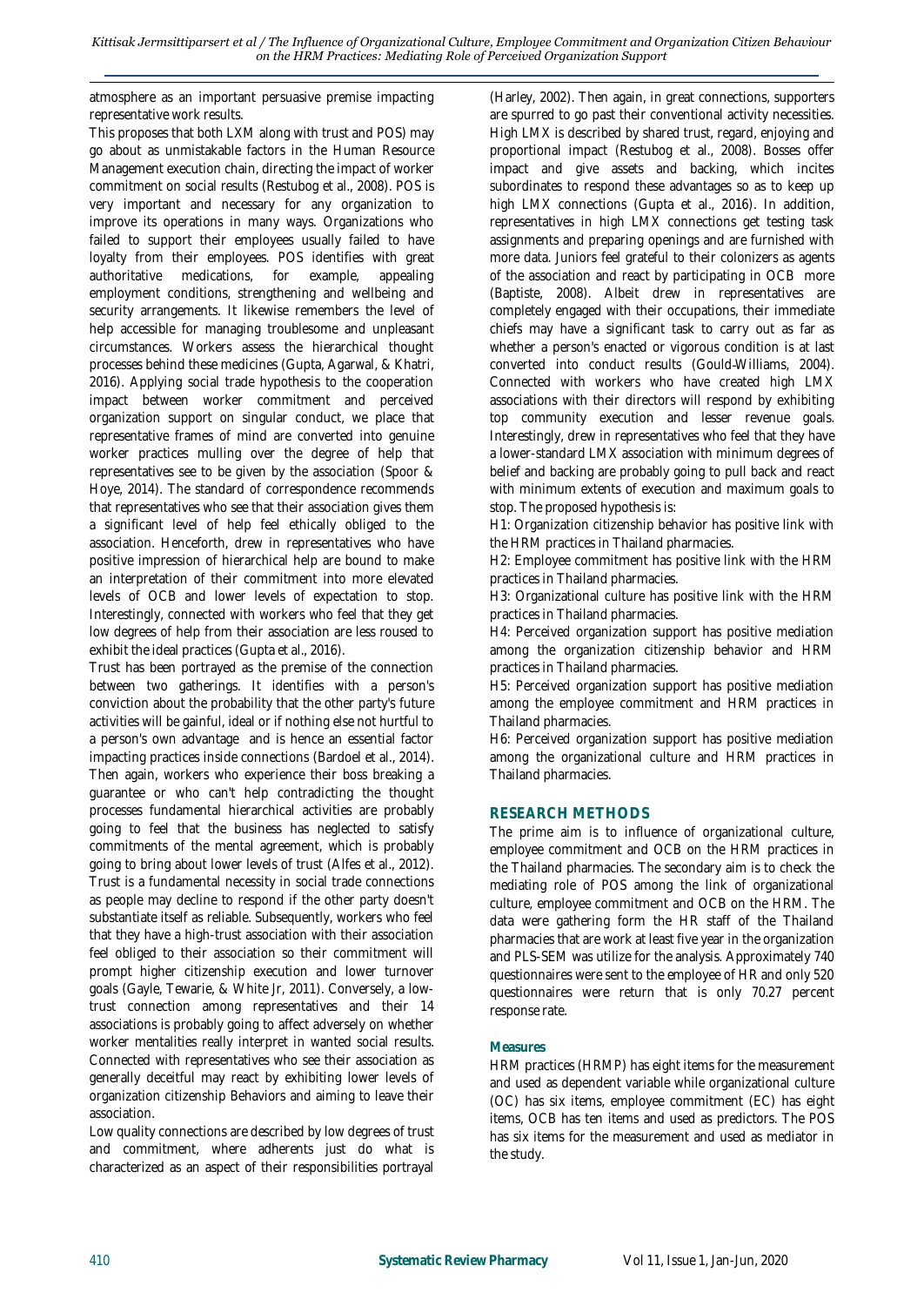atmosphere as an important persuasive premise impacting representative work results.

This proposes that both LXM along with trust and POS) may go about as unmistakable factors in the Human Resource Management execution chain, directing the impact of worker commitment on social results (Restubog et al., 2008). POS is very important and necessary for any organization to improve its operations in many ways. Organizations who failed to support their employees usually failed to have loyalty from their employees. POS identifies with great authoritative medications, for example, appealing employment conditions, strengthening and wellbeing and security arrangements. It likewise remembers the level of help accessible for managing troublesome and unpleasant circumstances. Workers assess the hierarchical thought processes behind these medicines (Gupta, Agarwal, & Khatri, 2016). Applying social trade hypothesis to the cooperation impact between worker commitment and perceived organization support on singular conduct, we place that representative frames of mind are converted into genuine worker practices mulling over the degree of help that representatives see to be given by the association (Spoor & Hoye, 2014). The standard of correspondence recommends that representatives who see that their association gives them a significant level of help feel ethically obliged to the association. Henceforth, drew in representatives who have positive impression of hierarchical help are bound to make an interpretation of their commitment into more elevated levels of OCB and lower levels of expectation to stop. Interestingly, connected with workers who feel that they get low degrees of help from their association are less roused to exhibit the ideal practices (Gupta et al., 2016).

Trust has been portrayed as the premise of the connection between two gatherings. It identifies with a person's conviction about the probability that the other party's future activities will be gainful, ideal or if nothing else not hurtful to a person's own advantage and is hence an essential factor impacting practices inside connections (Bardoel et al., 2014). Then again, workers who experience their boss breaking a guarantee or who can't help contradicting the thought processes fundamental hierarchical activities are probably going to feel that the business has neglected to satisfy commitments of the mental agreement, which is probably going to bring about lower levels of trust (Alfes et al., 2012). Trust is a fundamental necessity in social trade connections as people may decline to respond if the other party doesn't substantiate itself as reliable. Subsequently, workers who feel that they have a high-trust association with their association feel obliged to their association so their commitment will prompt higher citizenship execution and lower turnover goals (Gayle, Tewarie, & White Jr, 2011). Conversely, a low-trust connection among representatives and their 14 associations is probably going to affect adversely on whether worker mentalities really interpret in wanted social results. Connected with representatives who see their association as generally deceitful may react by exhibiting lower levels of organization citizenship Behaviors and aiming to leave their association.

Low quality connections are described by low degrees of trust and commitment, where adherents just do what is characterized as an aspect of their responsibilities portrayal (Harley, 2002). Then again, in great connections, supporters are spurred to go past their conventional activity necessities. High LMX is described by shared trust, regard, enjoying and proportional impact (Restubog et al., 2008). Bosses offer impact and give assets and backing, which incites subordinates to respond these advantages so as to keep up high LMX connections (Gupta et al., 2016). In addition, representatives in high LMX connections get testing task assignments and preparing openings and are furnished with more data. Juniors feel grateful to their colonizers as agents of the association and react by participating in OCB more (Baptiste, 2008). Albeit drew in representatives are completely engaged with their occupations, their immediate chiefs may have a significant task to carry out as far as whether a person's enacted or vigorous condition is at last converted into conduct results (Gould-Williams, 2004). Connected with workers who have created high LMX associations with their directors will respond by exhibiting top community execution and lesser revenue goals. Interestingly, drew in representatives who feel that they have a lower-standard LMX association with minimum degrees of belief and backing are probably going to pull back and react with minimum extents of execution and maximum goals to stop. The proposed hypothesis is:

H1: Organization citizenship behavior has positive link with the HRM practices in Thailand pharmacies.

H2: Employee commitment has positive link with the HRM practices in Thailand pharmacies.

H3: Organizational culture has positive link with the HRM practices in Thailand pharmacies.

H4: Perceived organization support has positive mediation among the organization citizenship behavior and HRM practices in Thailand pharmacies.

H5: Perceived organization support has positive mediation among the employee commitment and HRM practices in Thailand pharmacies.

H6: Perceived organization support has positive mediation among the organizational culture and HRM practices in Thailand pharmacies.

## RESEARCH METHODS

The prime aim is to influence of organizational culture, employee commitment and OCB on the HRM practices in the Thailand pharmacies. The secondary aim is to check the mediating role of POS among the link of organizational culture, employee commitment and OCB on the HRM. The data were gathering form the HR staff of the Thailand pharmacies that are work at least five year in the organization and PLS-SEM was utilize for the analysis. Approximately 740 questionnaires were sent to the employee of HR and only 520 questionnaires were return that is only 70.27 percent response rate.

### Measures

HRM practices (HRMP) has eight items for the measurement and used as dependent variable while organizational culture (OC) has six items, employee commitment (EC) has eight items, OCB has ten items and used as predictors. The POS has six items for the measurement and used as mediator in the study.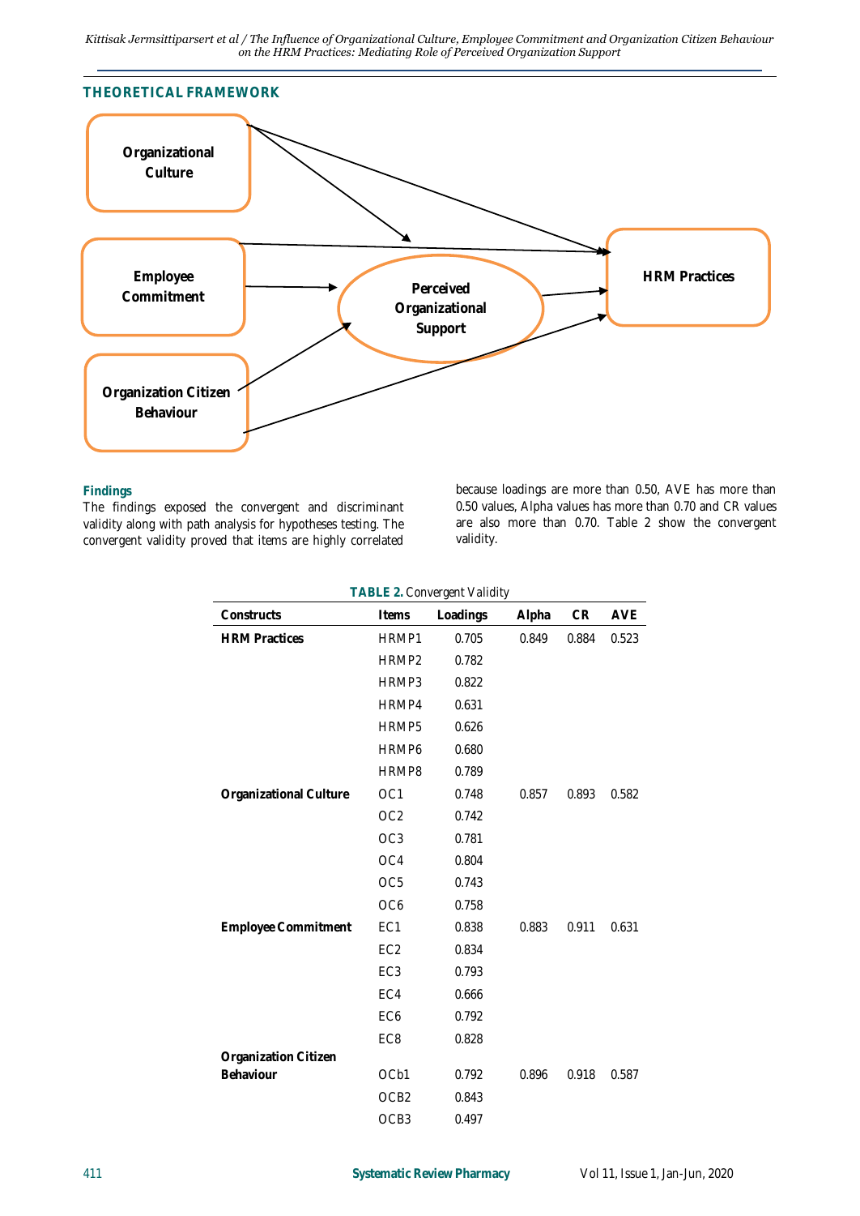## THEORETICAL FRAMEWORK

Organizational Culture

Employee Commitment

Organization Citizen Behaviour

Perceived Organizational Support

HRM Practices

### Findings

The findings exposed the convergent and discriminant validity along with path analysis for hypotheses testing. The convergent validity proved that items are highly correlated because loadings are more than 0.50, AVE has more than 0.50 values, Alpha values has more than 0.70 and CR values are also more than 0.70. Table 2 show the convergent validity.

**TABLE 2.** Convergent Validity

| Constructs | Items | Loadings | Alpha | CR | AVE |
|---|---|---|---|---|---|
| **HRM Practices** | HRMP1 | 0.705 | 0.849 | 0.884 | 0.523 |
| | HRMP2 | 0.782 | | | |
| | HRMP3 | 0.822 | | | |
| | HRMP4 | 0.631 | | | |
| | HRMP5 | 0.626 | | | |
| | HRMP6 | 0.680 | | | |
| | HRMP8 | 0.789 | | | |
| **Organizational Culture** | OC1 | 0.748 | 0.857 | 0.893 | 0.582 |
| | OC2 | 0.742 | | | |
| | OC3 | 0.781 | | | |
| | OC4 | 0.804 | | | |
| | OC5 | 0.743 | | | |
| | OC6 | 0.758 | | | |
| **Employee Commitment** | EC1 | 0.838 | 0.883 | 0.911 | 0.631 |
| | EC2 | 0.834 | | | |
| | EC3 | 0.793 | | | |
| | EC4 | 0.666 | | | |
| | EC6 | 0.792 | | | |
| | EC8 | 0.828 | | | |
| **Organization Citizen Behaviour** | OCb1 | 0.792 | 0.896 | 0.918 | 0.587 |
| | OCB2 | 0.843 | | | |
| | OCB3 | 0.497 | | | |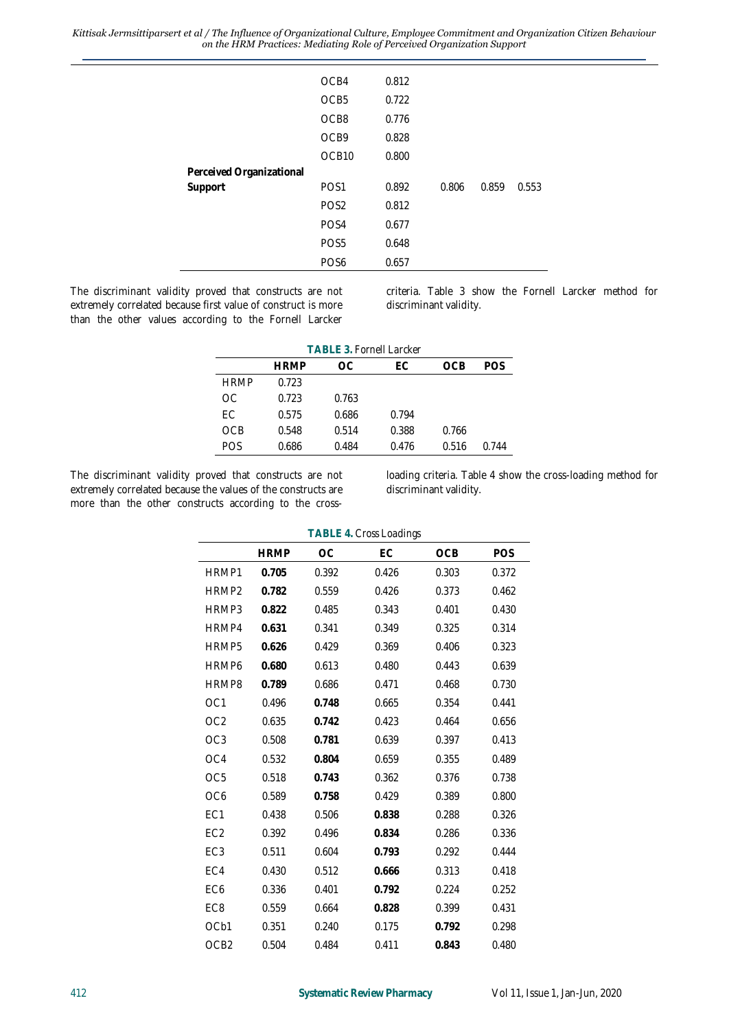| | | | | | |
|---|---|---|---|---|---|
| | OCB4 | 0.812 | | | |
| | OCB5 | 0.722 | | | |
| | OCB8 | 0.776 | | | |
| | OCB9 | 0.828 | | | |
| | OCB10 | 0.800 | | | |
| **Perceived Organizational Support** | POS1 | 0.892 | 0.806 | 0.859 | 0.553 |
| | POS2 | 0.812 | | | |
| | POS4 | 0.677 | | | |
| | POS5 | 0.648 | | | |
| | POS6 | 0.657 | | | |

The discriminant validity proved that constructs are not extremely correlated because first value of construct is more than the other values according to the Fornell Larcker criteria. Table 3 show the Fornell Larcker method for discriminant validity.

**TABLE 3.** Fornell Larcker

| | HRMP | OC | EC | OCB | POS |
|---|---|---|---|---|---|
| HRMP | 0.723 | | | | |
| OC | 0.723 | 0.763 | | | |
| EC | 0.575 | 0.686 | 0.794 | | |
| OCB | 0.548 | 0.514 | 0.388 | 0.766 | |
| POS | 0.686 | 0.484 | 0.476 | 0.516 | 0.744 |

The discriminant validity proved that constructs are not extremely correlated because the values of the constructs are more than the other constructs according to the cross-loading criteria. Table 4 show the cross-loading method for discriminant validity.

**TABLE 4.** Cross Loadings

| | HRMP | OC | EC | OCB | POS |
|---|---|---|---|---|---|
| HRMP1 | **0.705** | 0.392 | 0.426 | 0.303 | 0.372 |
| HRMP2 | **0.782** | 0.559 | 0.426 | 0.373 | 0.462 |
| HRMP3 | **0.822** | 0.485 | 0.343 | 0.401 | 0.430 |
| HRMP4 | **0.631** | 0.341 | 0.349 | 0.325 | 0.314 |
| HRMP5 | **0.626** | 0.429 | 0.369 | 0.406 | 0.323 |
| HRMP6 | **0.680** | 0.613 | 0.480 | 0.443 | 0.639 |
| HRMP8 | **0.789** | 0.686 | 0.471 | 0.468 | 0.730 |
| OC1 | 0.496 | **0.748** | 0.665 | 0.354 | 0.441 |
| OC2 | 0.635 | **0.742** | 0.423 | 0.464 | 0.656 |
| OC3 | 0.508 | **0.781** | 0.639 | 0.397 | 0.413 |
| OC4 | 0.532 | **0.804** | 0.659 | 0.355 | 0.489 |
| OC5 | 0.518 | **0.743** | 0.362 | 0.376 | 0.738 |
| OC6 | 0.589 | **0.758** | 0.429 | 0.389 | 0.800 |
| EC1 | 0.438 | 0.506 | **0.838** | 0.288 | 0.326 |
| EC2 | 0.392 | 0.496 | **0.834** | 0.286 | 0.336 |
| EC3 | 0.511 | 0.604 | **0.793** | 0.292 | 0.444 |
| EC4 | 0.430 | 0.512 | **0.666** | 0.313 | 0.418 |
| EC6 | 0.336 | 0.401 | **0.792** | 0.224 | 0.252 |
| EC8 | 0.559 | 0.664 | **0.828** | 0.399 | 0.431 |
| OCb1 | 0.351 | 0.240 | 0.175 | **0.792** | 0.298 |
| OCB2 | 0.504 | 0.484 | 0.411 | **0.843** | 0.480 |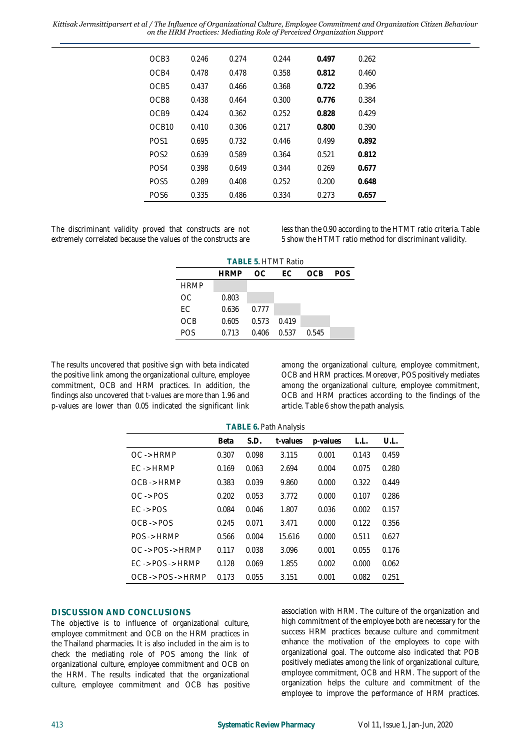| | | | | | |
|---|---|---|---|---|---|
| OCB3 | 0.246 | 0.274 | 0.244 | **0.497** | 0.262 |
| OCB4 | 0.478 | 0.478 | 0.358 | **0.812** | 0.460 |
| OCB5 | 0.437 | 0.466 | 0.368 | **0.722** | 0.396 |
| OCB8 | 0.438 | 0.464 | 0.300 | **0.776** | 0.384 |
| OCB9 | 0.424 | 0.362 | 0.252 | **0.828** | 0.429 |
| OCB10 | 0.410 | 0.306 | 0.217 | **0.800** | 0.390 |
| POS1 | 0.695 | 0.732 | 0.446 | 0.499 | **0.892** |
| POS2 | 0.639 | 0.589 | 0.364 | 0.521 | **0.812** |
| POS4 | 0.398 | 0.649 | 0.344 | 0.269 | **0.677** |
| POS5 | 0.289 | 0.408 | 0.252 | 0.200 | **0.648** |
| POS6 | 0.335 | 0.486 | 0.334 | 0.273 | **0.657** |

The discriminant validity proved that constructs are not extremely correlated because the values of the constructs are less than the 0.90 according to the HTMT ratio criteria. Table 5 show the HTMT ratio method for discriminant validity.

**TABLE 5.** HTMT Ratio

| | HRMP | OC | EC | OCB | POS |
|---|---|---|---|---|---|
| HRMP | | | | | |
| OC | 0.803 | | | | |
| EC | 0.636 | 0.777 | | | |
| OCB | 0.605 | 0.573 | 0.419 | | |
| POS | 0.713 | 0.406 | 0.537 | 0.545 | |

The results uncovered that positive sign with beta indicated the positive link among the organizational culture, employee commitment, OCB and HRM practices. In addition, the findings also uncovered that t-values are more than 1.96 and p-values are lower than 0.05 indicated the significant link among the organizational culture, employee commitment, OCB and HRM practices. Moreover, POS positively mediates among the organizational culture, employee commitment, OCB and HRM practices according to the findings of the article. Table 6 show the path analysis.

**TABLE 6.** Path Analysis

| | Beta | S.D. | t-values | p-values | L.L. | U.L. |
|---|---|---|---|---|---|---|
| OC -> HRMP | 0.307 | 0.098 | 3.115 | 0.001 | 0.143 | 0.459 |
| EC -> HRMP | 0.169 | 0.063 | 2.694 | 0.004 | 0.075 | 0.280 |
| OCB -> HRMP | 0.383 | 0.039 | 9.860 | 0.000 | 0.322 | 0.449 |
| OC -> POS | 0.202 | 0.053 | 3.772 | 0.000 | 0.107 | 0.286 |
| EC -> POS | 0.084 | 0.046 | 1.807 | 0.036 | 0.002 | 0.157 |
| OCB -> POS | 0.245 | 0.071 | 3.471 | 0.000 | 0.122 | 0.356 |
| POS -> HRMP | 0.566 | 0.004 | 15.616 | 0.000 | 0.511 | 0.627 |
| OC -> POS -> HRMP | 0.117 | 0.038 | 3.096 | 0.001 | 0.055 | 0.176 |
| EC -> POS -> HRMP | 0.128 | 0.069 | 1.855 | 0.002 | 0.000 | 0.062 |
| OCB -> POS -> HRMP | 0.173 | 0.055 | 3.151 | 0.001 | 0.082 | 0.251 |

## DISCUSSION AND CONCLUSIONS

The objective is to influence of organizational culture, employee commitment and OCB on the HRM practices in the Thailand pharmacies. It is also included in the aim is to check the mediating role of POS among the link of organizational culture, employee commitment and OCB on the HRM. The results indicated that the organizational culture, employee commitment and OCB has positive association with HRM. The culture of the organization and high commitment of the employee both are necessary for the success HRM practices because culture and commitment enhance the motivation of the employees to cope with organizational goal. The outcome also indicated that POB positively mediates among the link of organizational culture, employee commitment, OCB and HRM. The support of the organization helps the culture and commitment of the employee to improve the performance of HRM practices.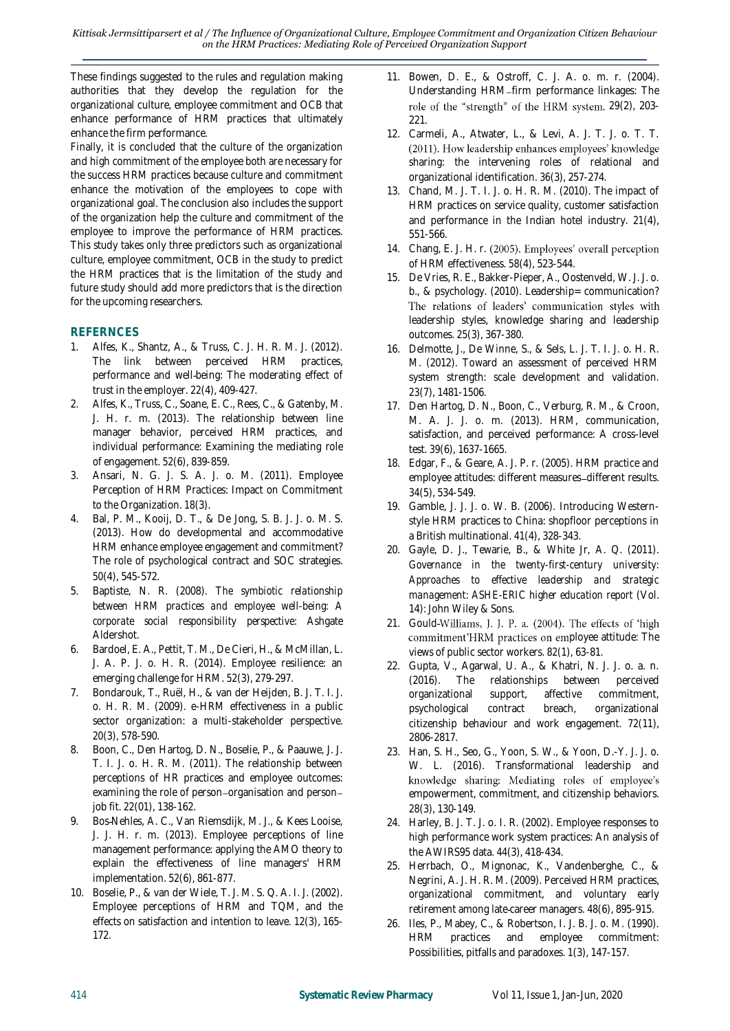These findings suggested to the rules and regulation making authorities that they develop the regulation for the organizational culture, employee commitment and OCB that enhance performance of HRM practices that ultimately enhance the firm performance.

Finally, it is concluded that the culture of the organization and high commitment of the employee both are necessary for the success HRM practices because culture and commitment enhance the motivation of the employees to cope with organizational goal. The conclusion also includes the support of the organization help the culture and commitment of the employee to improve the performance of HRM practices. This study takes only three predictors such as organizational culture, employee commitment, OCB in the study to predict the HRM practices that is the limitation of the study and future study should add more predictors that is the direction for the upcoming researchers.

## REFERNCES

1. Alfes, K., Shantz, A., & Truss, C. J. H. R. M. J. (2012). The link between perceived HRM practices, performance and well-being: The moderating effect of trust in the employer. 22(4), 409-427.
2. Alfes, K., Truss, C., Soane, E. C., Rees, C., & Gatenby, M. J. H. r. m. (2013). The relationship between line manager behavior, perceived HRM practices, and individual performance: Examining the mediating role of engagement. 52(6), 839-859.
3. Ansari, N. G. J. S. A. J. o. M. (2011). Employee Perception of HRM Practices: Impact on Commitment to the Organization. 18(3).
4. Bal, P. M., Kooij, D. T., & De Jong, S. B. J. J. o. M. S. (2013). How do developmental and accommodative HRM enhance employee engagement and commitment? The role of psychological contract and SOC strategies. 50(4), 545-572.
5. Baptiste, N. R. (2008). *The symbiotic relationship between HRM practices and employee well-being: A corporate social responsibility perspective*: Ashgate Aldershot.
6. Bardoel, E. A., Pettit, T. M., De Cieri, H., & McMillan, L. J. A. P. J. o. H. R. (2014). Employee resilience: an emerging challenge for HRM. 52(3), 279-297.
7. Bondarouk, T., Ruël, H., & van der Heijden, B. J. T. I. J. o. H. R. M. (2009). e-HRM effectiveness in a public sector organization: a multi-stakeholder perspective. 20(3), 578-590.
8. Boon, C., Den Hartog, D. N., Boselie, P., & Paauwe, J. J. T. I. J. o. H. R. M. (2011). The relationship between perceptions of HR practices and employee outcomes: examining the role of person–organisation and person–job fit. 22(01), 138-162.
9. Bos-Nehles, A. C., Van Riemsdijk, M. J., & Kees Looise, J. J. H. r. m. (2013). Employee perceptions of line management performance: applying the AMO theory to explain the effectiveness of line managers' HRM implementation. 52(6), 861-877.
10. Boselie, P., & van der Wiele, T. J. M. S. Q. A. I. J. (2002). Employee perceptions of HRM and TQM, and the effects on satisfaction and intention to leave. 12(3), 165-172.
11. Bowen, D. E., & Ostroff, C. J. A. o. m. r. (2004). Understanding HRM–firm performance linkages: The role of the "strength" of the HRM system. 29(2), 203-221.
12. Carmeli, A., Atwater, L., & Levi, A. J. T. J. o. T. T. (2011). How leadership enhances employees' knowledge sharing: the intervening roles of relational and organizational identification. 36(3), 257-274.
13. Chand, M. J. T. I. J. o. H. R. M. (2010). The impact of HRM practices on service quality, customer satisfaction and performance in the Indian hotel industry. 21(4), 551-566.
14. Chang, E. J. H. r. (2005). Employees' overall perception of HRM effectiveness. 58(4), 523-544.
15. De Vries, R. E., Bakker-Pieper, A., Oostenveld, W. J. J. o. b., & psychology. (2010). Leadership= communication? The relations of leaders' communication styles with leadership styles, knowledge sharing and leadership outcomes. 25(3), 367-380.
16. Delmotte, J., De Winne, S., & Sels, L. J. T. I. J. o. H. R. M. (2012). Toward an assessment of perceived HRM system strength: scale development and validation. 23(7), 1481-1506.
17. Den Hartog, D. N., Boon, C., Verburg, R. M., & Croon, M. A. J. J. o. m. (2013). HRM, communication, satisfaction, and perceived performance: A cross-level test. 39(6), 1637-1665.
18. Edgar, F., & Geare, A. J. P. r. (2005). HRM practice and employee attitudes: different measures–different results. 34(5), 534-549.
19. Gamble, J. J. J. o. W. B. (2006). Introducing Western-style HRM practices to China: shopfloor perceptions in a British multinational. 41(4), 328-343.
20. Gayle, D. J., Tewarie, B., & White Jr, A. Q. (2011). *Governance in the twenty-first-century university: Approaches to effective leadership and strategic management: ASHE-ERIC higher education report* (Vol. 14): John Wiley & Sons.
21. Gould-Williams, J. J. P. a. (2004). The effects of 'high commitment'HRM practices on employee attitude: The views of public sector workers. 82(1), 63-81.
22. Gupta, V., Agarwal, U. A., & Khatri, N. J. J. o. a. n. (2016). The relationships between perceived organizational support, affective commitment, psychological contract breach, organizational citizenship behaviour and work engagement. 72(11), 2806-2817.
23. Han, S. H., Seo, G., Yoon, S. W., & Yoon, D.-Y. J. J. o. W. L. (2016). Transformational leadership and knowledge sharing: Mediating roles of employee's empowerment, commitment, and citizenship behaviors. 28(3), 130-149.
24. Harley, B. J. T. J. o. I. R. (2002). Employee responses to high performance work system practices: An analysis of the AWIRS95 data. 44(3), 418-434.
25. Herrbach, O., Mignonac, K., Vandenberghe, C., & Negrini, A. J. H. R. M. (2009). Perceived HRM practices, organizational commitment, and voluntary early retirement among late-career managers. 48(6), 895-915.
26. Iles, P., Mabey, C., & Robertson, I. J. B. J. o. M. (1990). HRM practices and employee commitment: Possibilities, pitfalls and paradoxes. 1(3), 147-157.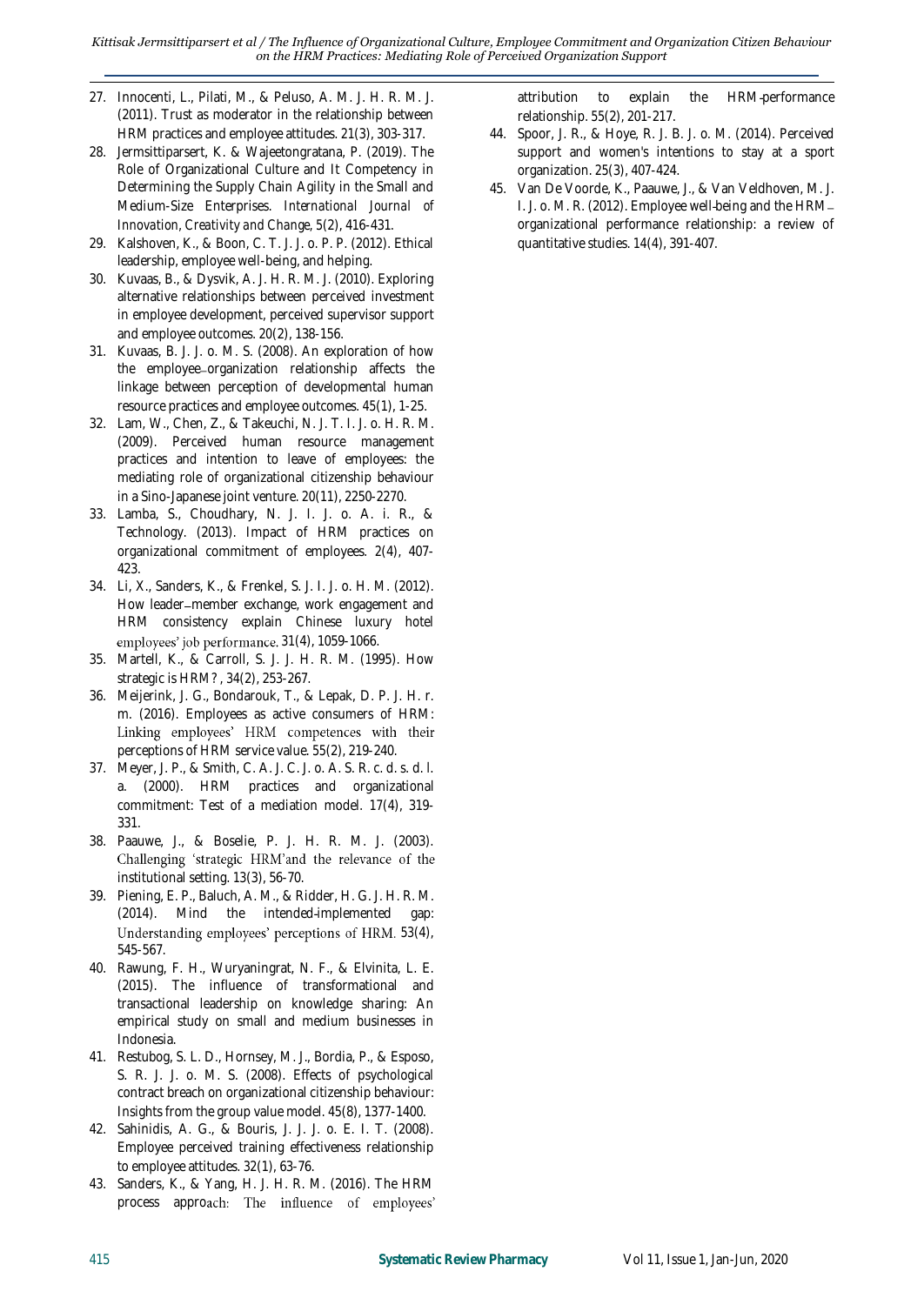27. Innocenti, L., Pilati, M., & Peluso, A. M. J. H. R. M. J. (2011). Trust as moderator in the relationship between HRM practices and employee attitudes. 21(3), 303-317.
28. Jermsittiparsert, K. & Wajeetongratana, P. (2019). The Role of Organizational Culture and It Competency in Determining the Supply Chain Agility in the Small and Medium-Size Enterprises. *International Journal of Innovation, Creativity and Change*, 5(2), 416-431.
29. Kalshoven, K., & Boon, C. T. J. J. o. P. P. (2012). Ethical leadership, employee well-being, and helping.
30. Kuvaas, B., & Dysvik, A. J. H. R. M. J. (2010). Exploring alternative relationships between perceived investment in employee development, perceived supervisor support and employee outcomes. 20(2), 138-156.
31. Kuvaas, B. J. J. o. M. S. (2008). An exploration of how the employee–organization relationship affects the linkage between perception of developmental human resource practices and employee outcomes. 45(1), 1-25.
32. Lam, W., Chen, Z., & Takeuchi, N. J. T. I. J. o. H. R. M. (2009). Perceived human resource management practices and intention to leave of employees: the mediating role of organizational citizenship behaviour in a Sino-Japanese joint venture. 20(11), 2250-2270.
33. Lamba, S., Choudhary, N. J. I. J. o. A. i. R., & Technology. (2013). Impact of HRM practices on organizational commitment of employees. 2(4), 407-423.
34. Li, X., Sanders, K., & Frenkel, S. J. I. J. o. H. M. (2012). How leader–member exchange, work engagement and HRM consistency explain Chinese luxury hotel employees' job performance. 31(4), 1059-1066.
35. Martell, K., & Carroll, S. J. J. H. R. M. (1995). How strategic is HRM? , 34(2), 253-267.
36. Meijerink, J. G., Bondarouk, T., & Lepak, D. P. J. H. r. m. (2016). Employees as active consumers of HRM: Linking employees' HRM competences with their perceptions of HRM service value. 55(2), 219-240.
37. Meyer, J. P., & Smith, C. A. J. C. J. o. A. S. R. c. d. s. d. l. a. (2000). HRM practices and organizational commitment: Test of a mediation model. 17(4), 319-331.
38. Paauwe, J., & Boselie, P. J. H. R. M. J. (2003). Challenging 'strategic HRM'and the relevance of the institutional setting. 13(3), 56-70.
39. Piening, E. P., Baluch, A. M., & Ridder, H. G. J. H. R. M. (2014). Mind the intended-implemented gap: Understanding employees' perceptions of HRM. 53(4), 545-567.
40. Rawung, F. H., Wuryaningrat, N. F., & Elvinita, L. E. (2015). The influence of transformational and transactional leadership on knowledge sharing: An empirical study on small and medium businesses in Indonesia.
41. Restubog, S. L. D., Hornsey, M. J., Bordia, P., & Esposo, S. R. J. J. o. M. S. (2008). Effects of psychological contract breach on organizational citizenship behaviour: Insights from the group value model. 45(8), 1377-1400.
42. Sahinidis, A. G., & Bouris, J. J. J. o. E. I. T. (2008). Employee perceived training effectiveness relationship to employee attitudes. 32(1), 63-76.
43. Sanders, K., & Yang, H. J. H. R. M. (2016). The HRM process approach: The influence of employees' attribution to explain the HRM-performance relationship. 55(2), 201-217.
44. Spoor, J. R., & Hoye, R. J. B. J. o. M. (2014). Perceived support and women's intentions to stay at a sport organization. 25(3), 407-424.
45. Van De Voorde, K., Paauwe, J., & Van Veldhoven, M. J. I. J. o. M. R. (2012). Employee well-being and the HRM–organizational performance relationship: a review of quantitative studies. 14(4), 391-407.